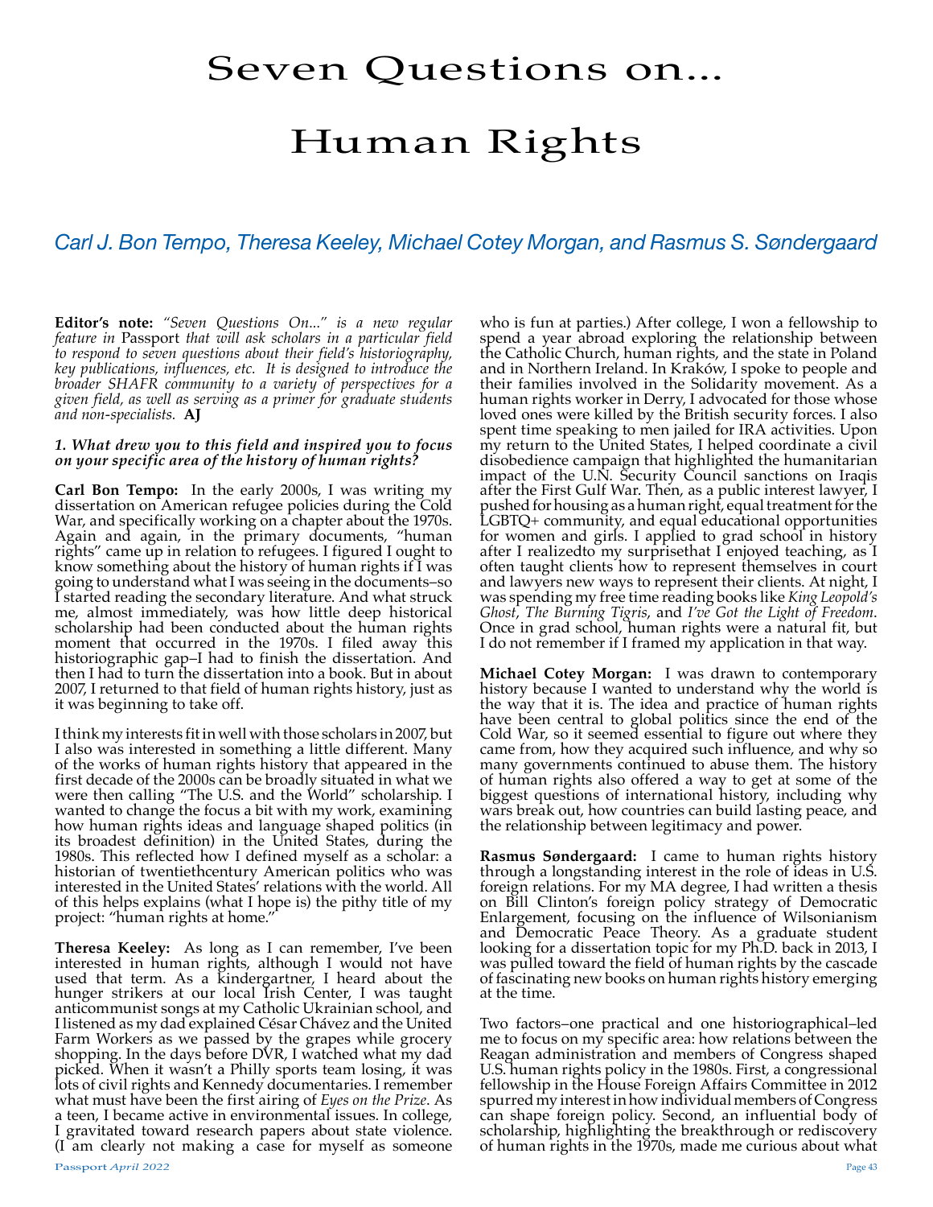# Seven Questions on...

# Human Rights

*Carl J. Bon Tempo, Theresa Keeley, Michael Cotey Morgan, and Rasmus S. Søndergaard*

**Editor's note:** *"Seven Questions On..." is a new regular feature in* Passport *that will ask scholars in a particular field to respond to seven questions about their field's historiography, key publications, influences, etc. It is designed to introduce the broader SHAFR community to a variety of perspectives for a given field, as well as serving as a primer for graduate students and non-specialists.* **AJ**

***1. What drew you to this field and inspired you to focus on your specific area of the history of human rights?***

**Carl Bon Tempo:** In the early 2000s, I was writing my dissertation on American refugee policies during the Cold War, and specifically working on a chapter about the 1970s. Again and again, in the primary documents, "human rights" came up in relation to refugees. I figured I ought to know something about the history of human rights if I was going to understand what I was seeing in the documents–so I started reading the secondary literature. And what struck me, almost immediately, was how little deep historical scholarship had been conducted about the human rights moment that occurred in the 1970s. I filed away this historiographic gap–I had to finish the dissertation. And then I had to turn the dissertation into a book. But in about 2007, I returned to that field of human rights history, just as it was beginning to take off.

I think my interests fit in well with those scholars in 2007, but I also was interested in something a little different. Many of the works of human rights history that appeared in the first decade of the 2000s can be broadly situated in what we were then calling "The U.S. and the World" scholarship. I wanted to change the focus a bit with my work, examining how human rights ideas and language shaped politics (in its broadest definition) in the United States, during the 1980s. This reflected how I defined myself as a scholar: a historian of twentiethcentury American politics who was interested in the United States' relations with the world. All of this helps explains (what I hope is) the pithy title of my project: "human rights at home."

**Theresa Keeley:** As long as I can remember, I've been interested in human rights, although I would not have used that term. As a kindergartner, I heard about the hunger strikers at our local Irish Center, I was taught anticommunist songs at my Catholic Ukrainian school, and I listened as my dad explained César Chávez and the United Farm Workers as we passed by the grapes while grocery shopping. In the days before DVR, I watched what my dad picked. When it wasn't a Philly sports team losing, it was lots of civil rights and Kennedy documentaries. I remember what must have been the first airing of *Eyes on the Prize*. As a teen, I became active in environmental issues. In college, I gravitated toward research papers about state violence. (I am clearly not making a case for myself as someone who is fun at parties.) After college, I won a fellowship to spend a year abroad exploring the relationship between the Catholic Church, human rights, and the state in Poland and in Northern Ireland. In Kraków, I spoke to people and their families involved in the Solidarity movement. As a human rights worker in Derry, I advocated for those whose loved ones were killed by the British security forces. I also spent time speaking to men jailed for IRA activities. Upon my return to the United States, I helped coordinate a civil disobedience campaign that highlighted the humanitarian impact of the U.N. Security Council sanctions on Iraqis after the First Gulf War. Then, as a public interest lawyer, I pushed for housing as a human right, equal treatment for the LGBTQ+ community, and equal educational opportunities for women and girls. I applied to grad school in history after I realizedto my surprisethat I enjoyed teaching, as I often taught clients how to represent themselves in court and lawyers new ways to represent their clients. At night, I was spending my free time reading books like *King Leopold's Ghost*, *The Burning Tigris*, and *I've Got the Light of Freedom*. Once in grad school, human rights were a natural fit, but I do not remember if I framed my application in that way.

**Michael Cotey Morgan:** I was drawn to contemporary history because I wanted to understand why the world is the way that it is. The idea and practice of human rights have been central to global politics since the end of the Cold War, so it seemed essential to figure out where they came from, how they acquired such influence, and why so many governments continued to abuse them. The history of human rights also offered a way to get at some of the biggest questions of international history, including why wars break out, how countries can build lasting peace, and the relationship between legitimacy and power.

**Rasmus Søndergaard:** I came to human rights history through a longstanding interest in the role of ideas in U.S. foreign relations. For my MA degree, I had written a thesis on Bill Clinton's foreign policy strategy of Democratic Enlargement, focusing on the influence of Wilsonianism and Democratic Peace Theory. As a graduate student looking for a dissertation topic for my Ph.D. back in 2013, I was pulled toward the field of human rights by the cascade of fascinating new books on human rights history emerging at the time.

Two factors–one practical and one historiographical–led me to focus on my specific area: how relations between the Reagan administration and members of Congress shaped U.S. human rights policy in the 1980s. First, a congressional fellowship in the House Foreign Affairs Committee in 2012 spurred my interest in how individual members of Congress can shape foreign policy. Second, an influential body of scholarship, highlighting the breakthrough or rediscovery of human rights in the 1970s, made me curious about what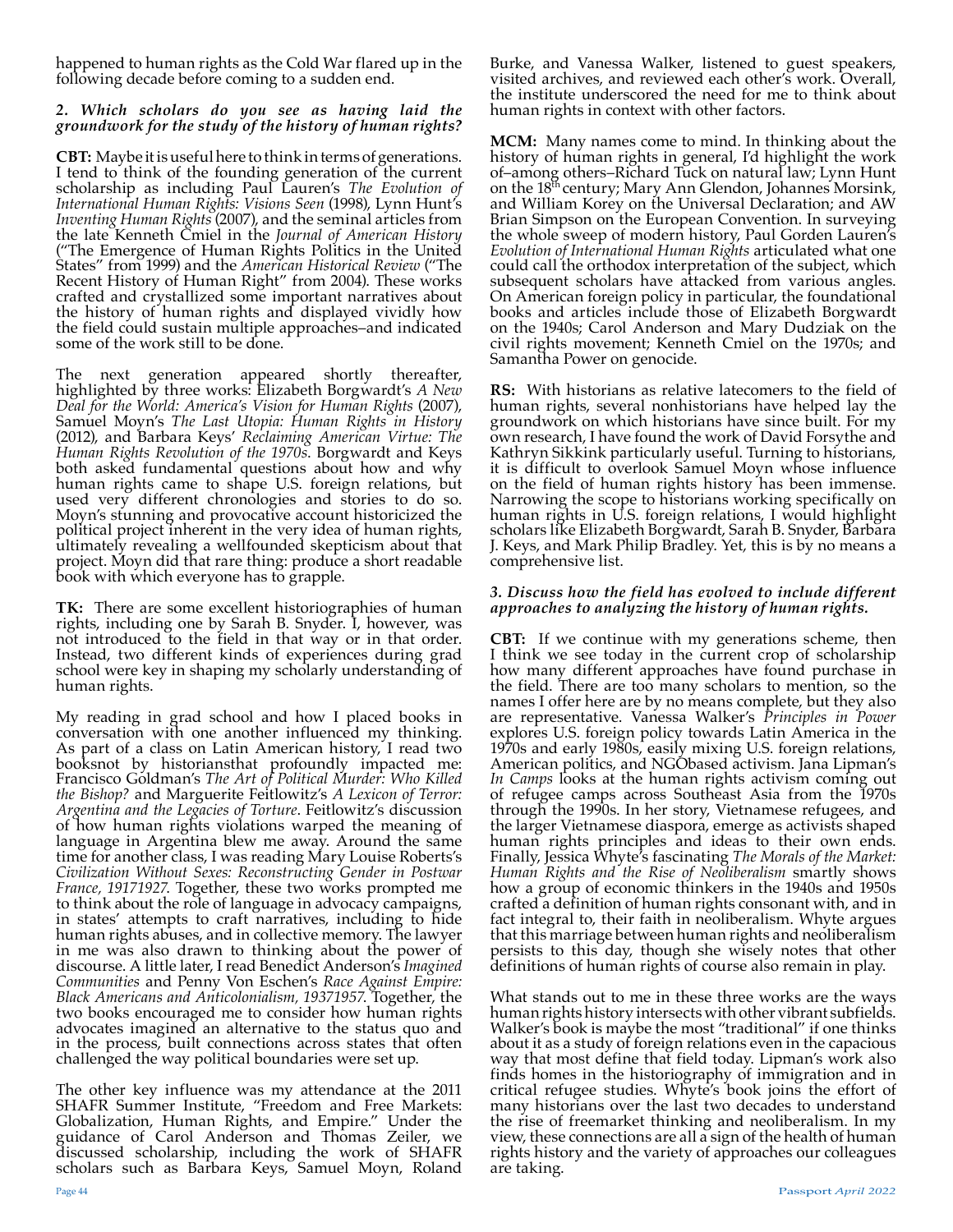happened to human rights as the Cold War flared up in the following decade before coming to a sudden end.

### *2. Which scholars do you see as having laid the groundwork for the study of the history of human rights?*

**CBT:** Maybe it is useful here to think in terms of generations. I tend to think of the founding generation of the current scholarship as including Paul Lauren's *The Evolution of International Human Rights: Visions Seen* (1998), Lynn Hunt's *Inventing Human Rights* (2007), and the seminal articles from the late Kenneth Cmiel in the *Journal of American History* ("The Emergence of Human Rights Politics in the United States" from 1999) and the *American Historical Review* ("The Recent History of Human Right" from 2004). These works crafted and crystallized some important narratives about the history of human rights and displayed vividly how the field could sustain multiple approaches–and indicated some of the work still to be done.

The next generation appeared shortly thereafter, highlighted by three works: Elizabeth Borgwardt's *A New Deal for the World: America's Vision for Human Rights* (2007), Samuel Moyn's *The Last Utopia: Human Rights in History* (2012), and Barbara Keys' *Reclaiming American Virtue: The Human Rights Revolution of the 1970s*. Borgwardt and Keys both asked fundamental questions about how and why human rights came to shape U.S. foreign relations, but used very different chronologies and stories to do so. Moyn's stunning and provocative account historicized the political project inherent in the very idea of human rights, ultimately revealing a wellfounded skepticism about that project. Moyn did that rare thing: produce a short readable book with which everyone has to grapple.

**TK:** There are some excellent historiographies of human rights, including one by Sarah B. Snyder. I, however, was not introduced to the field in that way or in that order. Instead, two different kinds of experiences during grad school were key in shaping my scholarly understanding of human rights.

My reading in grad school and how I placed books in conversation with one another influenced my thinking. As part of a class on Latin American history, I read two booksnot by historiansthat profoundly impacted me: Francisco Goldman's *The Art of Political Murder: Who Killed the Bishop?* and Marguerite Feitlowitz's *A Lexicon of Terror: Argentina and the Legacies of Torture*. Feitlowitz's discussion of how human rights violations warped the meaning of language in Argentina blew me away. Around the same time for another class, I was reading Mary Louise Roberts's *Civilization Without Sexes: Reconstructing Gender in Postwar France, 19171927*. Together, these two works prompted me to think about the role of language in advocacy campaigns, in states' attempts to craft narratives, including to hide human rights abuses, and in collective memory. The lawyer in me was also drawn to thinking about the power of discourse. A little later, I read Benedict Anderson's *Imagined Communities* and Penny Von Eschen's *Race Against Empire: Black Americans and Anticolonialism, 19371957*. Together, the two books encouraged me to consider how human rights advocates imagined an alternative to the status quo and in the process, built connections across states that often challenged the way political boundaries were set up.

The other key influence was my attendance at the 2011 SHAFR Summer Institute, "Freedom and Free Markets: Globalization, Human Rights, and Empire." Under the guidance of Carol Anderson and Thomas Zeiler, we discussed scholarship, including the work of SHAFR scholars such as Barbara Keys, Samuel Moyn, Roland Burke, and Vanessa Walker, listened to guest speakers, visited archives, and reviewed each other's work. Overall, the institute underscored the need for me to think about human rights in context with other factors.

**MCM:** Many names come to mind. In thinking about the history of human rights in general, I'd highlight the work of–among others–Richard Tuck on natural law; Lynn Hunt on the 18th century; Mary Ann Glendon, Johannes Morsink, and William Korey on the Universal Declaration; and AW Brian Simpson on the European Convention. In surveying the whole sweep of modern history, Paul Gorden Lauren's *Evolution of International Human Rights* articulated what one could call the orthodox interpretation of the subject, which subsequent scholars have attacked from various angles. On American foreign policy in particular, the foundational books and articles include those of Elizabeth Borgwardt on the 1940s; Carol Anderson and Mary Dudziak on the civil rights movement; Kenneth Cmiel on the 1970s; and Samantha Power on genocide.

**RS:** With historians as relative latecomers to the field of human rights, several nonhistorians have helped lay the groundwork on which historians have since built. For my own research, I have found the work of David Forsythe and Kathryn Sikkink particularly useful. Turning to historians, it is difficult to overlook Samuel Moyn whose influence on the field of human rights history has been immense. Narrowing the scope to historians working specifically on human rights in U.S. foreign relations, I would highlight scholars like Elizabeth Borgwardt, Sarah B. Snyder, Barbara J. Keys, and Mark Philip Bradley. Yet, this is by no means a comprehensive list.

### *3. Discuss how the field has evolved to include different approaches to analyzing the history of human rights.*

**CBT:** If we continue with my generations scheme, then I think we see today in the current crop of scholarship how many different approaches have found purchase in the field. There are too many scholars to mention, so the names I offer here are by no means complete, but they also are representative. Vanessa Walker's *Principles in Power* explores U.S. foreign policy towards Latin America in the 1970s and early 1980s, easily mixing U.S. foreign relations, American politics, and NGObased activism. Jana Lipman's *In Camps* looks at the human rights activism coming out of refugee camps across Southeast Asia from the 1970s through the 1990s. In her story, Vietnamese refugees, and the larger Vietnamese diaspora, emerge as activists shaped human rights principles and ideas to their own ends. Finally, Jessica Whyte's fascinating *The Morals of the Market: Human Rights and the Rise of Neoliberalism* smartly shows how a group of economic thinkers in the 1940s and 1950s crafted a definition of human rights consonant with, and in fact integral to, their faith in neoliberalism. Whyte argues that this marriage between human rights and neoliberalism persists to this day, though she wisely notes that other definitions of human rights of course also remain in play.

What stands out to me in these three works are the ways human rights history intersects with other vibrant subfields. Walker's book is maybe the most "traditional" if one thinks about it as a study of foreign relations even in the capacious way that most define that field today. Lipman's work also finds homes in the historiography of immigration and in critical refugee studies. Whyte's book joins the effort of many historians over the last two decades to understand the rise of freemarket thinking and neoliberalism. In my view, these connections are all a sign of the health of human rights history and the variety of approaches our colleagues are taking.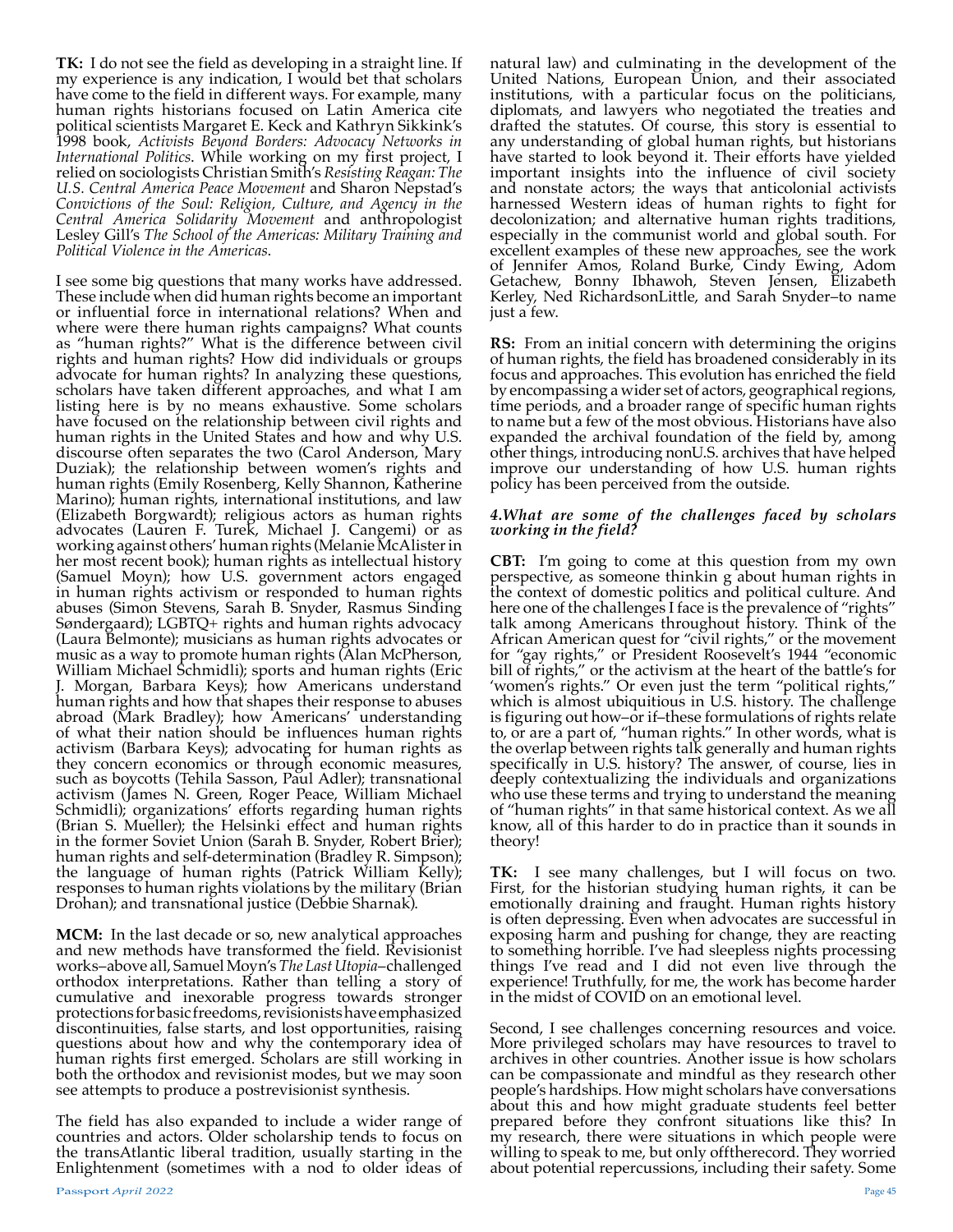**TK:** I do not see the field as developing in a straight line. If my experience is any indication, I would bet that scholars have come to the field in different ways. For example, many human rights historians focused on Latin America cite political scientists Margaret E. Keck and Kathryn Sikkink's 1998 book, *Activists Beyond Borders: Advocacy Networks in International Politics*. While working on my first project, I relied on sociologists Christian Smith's *Resisting Reagan: The U.S. Central America Peace Movement* and Sharon Nepstad's *Convictions of the Soul: Religion, Culture, and Agency in the Central America Solidarity Movement* and anthropologist Lesley Gill's *The School of the Americas: Military Training and Political Violence in the Americas*.

I see some big questions that many works have addressed. These include when did human rights become an important or influential force in international relations? When and where were there human rights campaigns? What counts as "human rights?" What is the difference between civil rights and human rights? How did individuals or groups advocate for human rights? In analyzing these questions, scholars have taken different approaches, and what I am listing here is by no means exhaustive. Some scholars have focused on the relationship between civil rights and human rights in the United States and how and why U.S. discourse often separates the two (Carol Anderson, Mary Duziak); the relationship between women's rights and human rights (Emily Rosenberg, Kelly Shannon, Katherine Marino); human rights, international institutions, and law (Elizabeth Borgwardt); religious actors as human rights advocates (Lauren F. Turek, Michael J. Cangemi) or as working against others' human rights (Melanie McAlister in her most recent book); human rights as intellectual history (Samuel Moyn); how U.S. government actors engaged in human rights activism or responded to human rights abuses (Simon Stevens, Sarah B. Snyder, Rasmus Sinding Søndergaard); LGBTQ+ rights and human rights advocacy (Laura Belmonte); musicians as human rights advocates or music as a way to promote human rights (Alan McPherson, William Michael Schmidli); sports and human rights (Eric J. Morgan, Barbara Keys); how Americans understand human rights and how that shapes their response to abuses abroad (Mark Bradley); how Americans' understanding of what their nation should be influences human rights activism (Barbara Keys); advocating for human rights as they concern economics or through economic measures, such as boycotts (Tehila Sasson, Paul Adler); transnational activism (James N. Green, Roger Peace, William Michael Schmidli); organizations' efforts regarding human rights (Brian S. Mueller); the Helsinki effect and human rights in the former Soviet Union (Sarah B. Snyder, Robert Brier); human rights and self-determination (Bradley R. Simpson); the language of human rights (Patrick William Kelly); responses to human rights violations by the military (Brian Drohan); and transnational justice (Debbie Sharnak).

**MCM:** In the last decade or so, new analytical approaches and new methods have transformed the field. Revisionist works–above all, Samuel Moyn's *The Last Utopia*–challenged orthodox interpretations. Rather than telling a story of cumulative and inexorable progress towards stronger protections for basic freedoms, revisionists have emphasized discontinuities, false starts, and lost opportunities, raising questions about how and why the contemporary idea of human rights first emerged. Scholars are still working in both the orthodox and revisionist modes, but we may soon see attempts to produce a postrevisionist synthesis.

The field has also expanded to include a wider range of countries and actors. Older scholarship tends to focus on the transAtlantic liberal tradition, usually starting in the Enlightenment (sometimes with a nod to older ideas of natural law) and culminating in the development of the United Nations, European Union, and their associated institutions, with a particular focus on the politicians, diplomats, and lawyers who negotiated the treaties and drafted the statutes. Of course, this story is essential to any understanding of global human rights, but historians have started to look beyond it. Their efforts have yielded important insights into the influence of civil society and nonstate actors; the ways that anticolonial activists harnessed Western ideas of human rights to fight for decolonization; and alternative human rights traditions, especially in the communist world and global south. For excellent examples of these new approaches, see the work of Jennifer Amos, Roland Burke, Cindy Ewing, Adom Getachew, Bonny Ibhawoh, Steven Jensen, Elizabeth Kerley, Ned RichardsonLittle, and Sarah Snyder–to name just a few.

**RS:** From an initial concern with determining the origins of human rights, the field has broadened considerably in its focus and approaches. This evolution has enriched the field by encompassing a wider set of actors, geographical regions, time periods, and a broader range of specific human rights to name but a few of the most obvious. Historians have also expanded the archival foundation of the field by, among other things, introducing nonU.S. archives that have helped improve our understanding of how U.S. human rights policy has been perceived from the outside.

#### *4. What are some of the challenges faced by scholars working in the field?*

**CBT:** I'm going to come at this question from my own perspective, as someone thinkin g about human rights in the context of domestic politics and political culture. And here one of the challenges I face is the prevalence of "rights" talk among Americans throughout history. Think of the African American quest for "civil rights," or the movement for "gay rights," or President Roosevelt's 1944 "economic bill of rights," or the activism at the heart of the battle's for 'women's rights." Or even just the term "political rights," which is almost ubiquitious in U.S. history. The challenge is figuring out how–or if–these formulations of rights relate to, or are a part of, "human rights." In other words, what is the overlap between rights talk generally and human rights specifically in U.S. history? The answer, of course, lies in deeply contextualizing the individuals and organizations who use these terms and trying to understand the meaning of "human rights" in that same historical context. As we all know, all of this harder to do in practice than it sounds in theory!

**TK:** I see many challenges, but I will focus on two. First, for the historian studying human rights, it can be emotionally draining and fraught. Human rights history is often depressing. Even when advocates are successful in exposing harm and pushing for change, they are reacting to something horrible. I've had sleepless nights processing things I've read and I did not even live through the experience! Truthfully, for me, the work has become harder in the midst of COVID on an emotional level.

Second, I see challenges concerning resources and voice. More privileged scholars may have resources to travel to archives in other countries. Another issue is how scholars can be compassionate and mindful as they research other people's hardships. How might scholars have conversations about this and how might graduate students feel better prepared before they confront situations like this? In my research, there were situations in which people were willing to speak to me, but only offtherecord. They worried about potential repercussions, including their safety. Some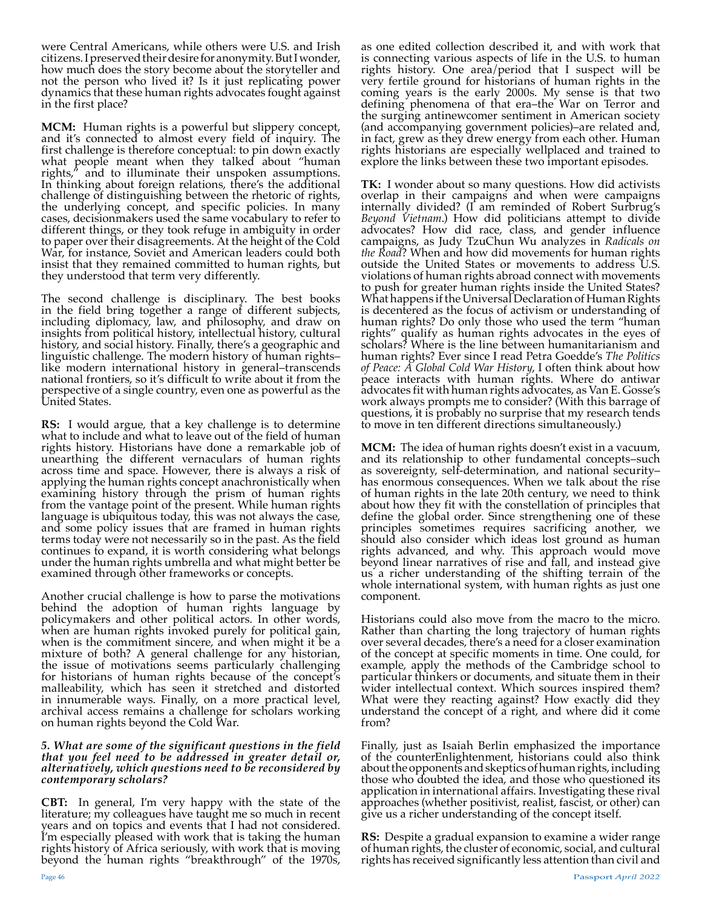were Central Americans, while others were U.S. and Irish citizens. I preserved their desire for anonymity. But I wonder, how much does the story become about the storyteller and not the person who lived it? Is it just replicating power dynamics that these human rights advocates fought against in the first place?

**MCM:** Human rights is a powerful but slippery concept, and it's connected to almost every field of inquiry. The first challenge is therefore conceptual: to pin down exactly what people meant when they talked about "human rights," and to illuminate their unspoken assumptions. In thinking about foreign relations, there's the additional challenge of distinguishing between the rhetoric of rights, the underlying concept, and specific policies. In many cases, decisionmakers used the same vocabulary to refer to different things, or they took refuge in ambiguity in order to paper over their disagreements. At the height of the Cold War, for instance, Soviet and American leaders could both insist that they remained committed to human rights, but they understood that term very differently.

The second challenge is disciplinary. The best books in the field bring together a range of different subjects, including diplomacy, law, and philosophy, and draw on insights from political history, intellectual history, cultural history, and social history. Finally, there's a geographic and linguistic challenge. The modern history of human rights–like modern international history in general–transcends national frontiers, so it's difficult to write about it from the perspective of a single country, even one as powerful as the United States.

**RS:** I would argue, that a key challenge is to determine what to include and what to leave out of the field of human rights history. Historians have done a remarkable job of unearthing the different vernaculars of human rights across time and space. However, there is always a risk of applying the human rights concept anachronistically when examining history through the prism of human rights from the vantage point of the present. While human rights language is ubiquitous today, this was not always the case, and some policy issues that are framed in human rights terms today were not necessarily so in the past. As the field continues to expand, it is worth considering what belongs under the human rights umbrella and what might better be examined through other frameworks or concepts.

Another crucial challenge is how to parse the motivations behind the adoption of human rights language by policymakers and other political actors. In other words, when are human rights invoked purely for political gain, when is the commitment sincere, and when might it be a mixture of both? A general challenge for any historian, the issue of motivations seems particularly challenging for historians of human rights because of the concept's malleability, which has seen it stretched and distorted in innumerable ways. Finally, on a more practical level, archival access remains a challenge for scholars working on human rights beyond the Cold War.

***5. What are some of the significant questions in the field that you feel need to be addressed in greater detail or, alternatively, which questions need to be reconsidered by contemporary scholars?***

**CBT:** In general, I'm very happy with the state of the literature; my colleagues have taught me so much in recent years and on topics and events that I had not considered. I'm especially pleased with work that is taking the human rights history of Africa seriously, with work that is moving beyond the human rights "breakthrough" of the 1970s, as one edited collection described it, and with work that is connecting various aspects of life in the U.S. to human rights history. One area/period that I suspect will be very fertile ground for historians of human rights in the coming years is the early 2000s. My sense is that two defining phenomena of that era–the War on Terror and the surging antinewcomer sentiment in American society (and accompanying government policies)–are related and, in fact, grew as they drew energy from each other. Human rights historians are especially wellplaced and trained to explore the links between these two important episodes.

**TK:** I wonder about so many questions. How did activists overlap in their campaigns and when were campaigns internally divided? (I am reminded of Robert Surbrug's *Beyond Vietnam*.) How did politicians attempt to divide advocates? How did race, class, and gender influence campaigns, as Judy TzuChun Wu analyzes in *Radicals on the Road*? When and how did movements for human rights outside the United States or movements to address U.S. violations of human rights abroad connect with movements to push for greater human rights inside the United States? What happens if the Universal Declaration of Human Rights is decentered as the focus of activism or understanding of human rights? Do only those who used the term "human rights" qualify as human rights advocates in the eyes of scholars? Where is the line between humanitarianism and human rights? Ever since I read Petra Goedde's *The Politics of Peace: A Global Cold War History*, I often think about how peace interacts with human rights. Where do antiwar advocates fit with human rights advocates, as Van E. Gosse's work always prompts me to consider? (With this barrage of questions, it is probably no surprise that my research tends to move in ten different directions simultaneously.)

**MCM:** The idea of human rights doesn't exist in a vacuum, and its relationship to other fundamental concepts–such as sovereignty, self-determination, and national security–has enormous consequences. When we talk about the rise of human rights in the late 20th century, we need to think about how they fit with the constellation of principles that define the global order. Since strengthening one of these principles sometimes requires sacrificing another, we should also consider which ideas lost ground as human rights advanced, and why. This approach would move beyond linear narratives of rise and fall, and instead give us a richer understanding of the shifting terrain of the whole international system, with human rights as just one component.

Historians could also move from the macro to the micro. Rather than charting the long trajectory of human rights over several decades, there's a need for a closer examination of the concept at specific moments in time. One could, for example, apply the methods of the Cambridge school to particular thinkers or documents, and situate them in their wider intellectual context. Which sources inspired them? What were they reacting against? How exactly did they understand the concept of a right, and where did it come from?

Finally, just as Isaiah Berlin emphasized the importance of the counterEnlightenment, historians could also think about the opponents and skeptics of human rights, including those who doubted the idea, and those who questioned its application in international affairs. Investigating these rival approaches (whether positivist, realist, fascist, or other) can give us a richer understanding of the concept itself.

**RS:** Despite a gradual expansion to examine a wider range of human rights, the cluster of economic, social, and cultural rights has received significantly less attention than civil and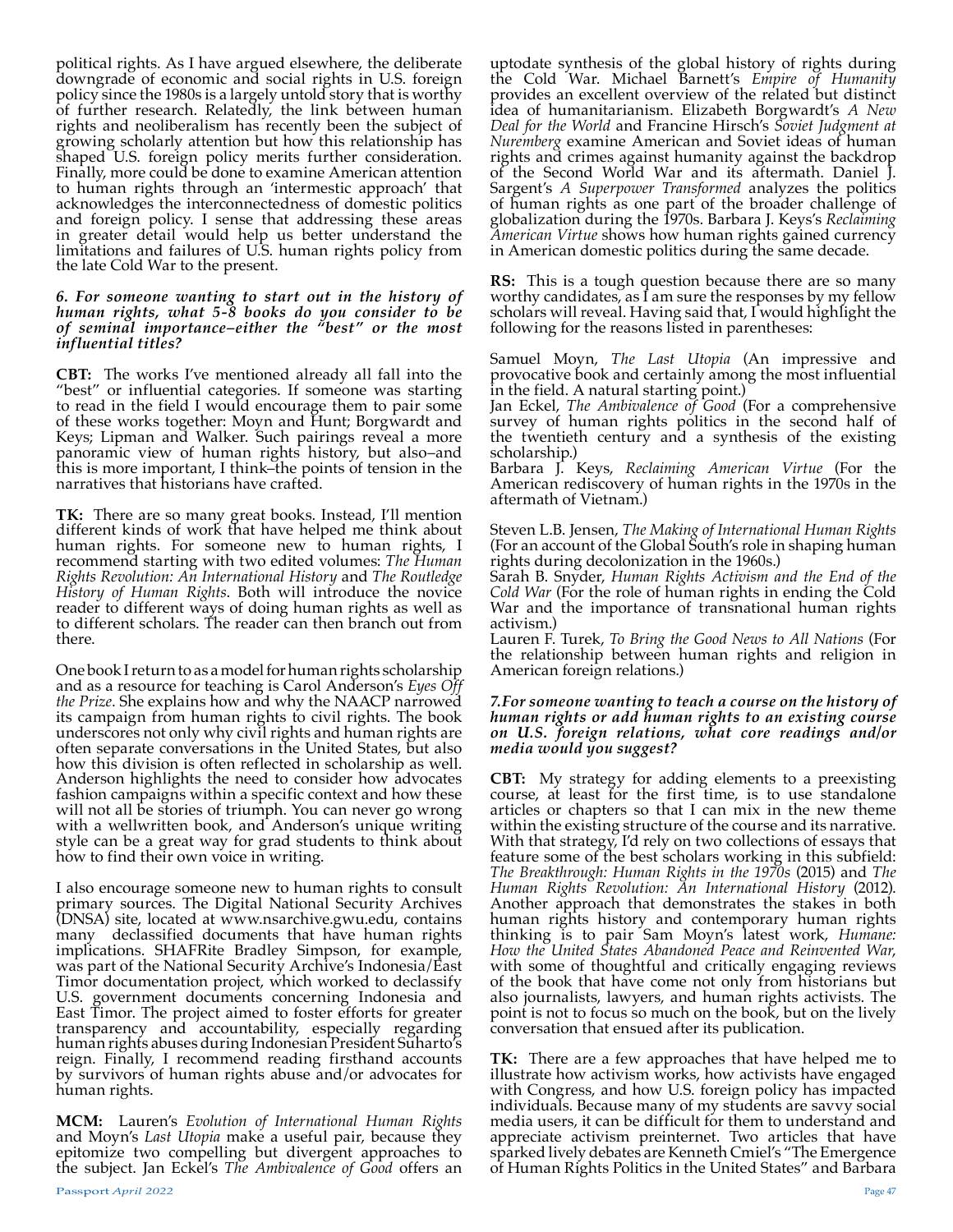political rights. As I have argued elsewhere, the deliberate downgrade of economic and social rights in U.S. foreign policy since the 1980s is a largely untold story that is worthy of further research. Relatedly, the link between human rights and neoliberalism has recently been the subject of growing scholarly attention but how this relationship has shaped U.S. foreign policy merits further consideration. Finally, more could be done to examine American attention to human rights through an 'intermestic approach' that acknowledges the interconnectedness of domestic politics and foreign policy. I sense that addressing these areas in greater detail would help us better understand the limitations and failures of U.S. human rights policy from the late Cold War to the present.

***6. For someone wanting to start out in the history of human rights, what 5-8 books do you consider to be of seminal importance–either the "best" or the most influential titles?***

**CBT:** The works I've mentioned already all fall into the "best" or influential categories. If someone was starting to read in the field I would encourage them to pair some of these works together: Moyn and Hunt; Borgwardt and Keys; Lipman and Walker. Such pairings reveal a more panoramic view of human rights history, but also–and this is more important, I think–the points of tension in the narratives that historians have crafted.

**TK:** There are so many great books. Instead, I'll mention different kinds of work that have helped me think about human rights. For someone new to human rights, I recommend starting with two edited volumes: *The Human Rights Revolution: An International History* and *The Routledge History of Human Rights*. Both will introduce the novice reader to different ways of doing human rights as well as to different scholars. The reader can then branch out from there.

One book I return to as a model for human rights scholarship and as a resource for teaching is Carol Anderson's *Eyes Off the Prize*. She explains how and why the NAACP narrowed its campaign from human rights to civil rights. The book underscores not only why civil rights and human rights are often separate conversations in the United States, but also how this division is often reflected in scholarship as well. Anderson highlights the need to consider how advocates fashion campaigns within a specific context and how these will not all be stories of triumph. You can never go wrong with a wellwritten book, and Anderson's unique writing style can be a great way for grad students to think about how to find their own voice in writing.

I also encourage someone new to human rights to consult primary sources. The Digital National Security Archives (DNSA) site, located at www.nsarchive.gwu.edu, contains many declassified documents that have human rights implications. SHAFRite Bradley Simpson, for example, was part of the National Security Archive's Indonesia/East Timor documentation project, which worked to declassify U.S. government documents concerning Indonesia and East Timor. The project aimed to foster efforts for greater transparency and accountability, especially regarding human rights abuses during Indonesian President Suharto's reign. Finally, I recommend reading firsthand accounts by survivors of human rights abuse and/or advocates for human rights.

**MCM:** Lauren's *Evolution of International Human Rights* and Moyn's *Last Utopia* make a useful pair, because they epitomize two compelling but divergent approaches to the subject. Jan Eckel's *The Ambivalence of Good* offers an uptodate synthesis of the global history of rights during the Cold War. Michael Barnett's *Empire of Humanity* provides an excellent overview of the related but distinct idea of humanitarianism. Elizabeth Borgwardt's *A New Deal for the World* and Francine Hirsch's *Soviet Judgment at Nuremberg* examine American and Soviet ideas of human rights and crimes against humanity against the backdrop of the Second World War and its aftermath. Daniel J. Sargent's *A Superpower Transformed* analyzes the politics of human rights as one part of the broader challenge of globalization during the 1970s. Barbara J. Keys's *Reclaiming American Virtue* shows how human rights gained currency in American domestic politics during the same decade.

**RS:** This is a tough question because there are so many worthy candidates, as I am sure the responses by my fellow scholars will reveal. Having said that, I would highlight the following for the reasons listed in parentheses:

Samuel Moyn, *The Last Utopia* (An impressive and provocative book and certainly among the most influential in the field. A natural starting point.)
Jan Eckel, *The Ambivalence of Good* (For a comprehensive survey of human rights politics in the second half of the twentieth century and a synthesis of the existing scholarship.)
Barbara J. Keys, *Reclaiming American Virtue* (For the American rediscovery of human rights in the 1970s in the aftermath of Vietnam.)

Steven L.B. Jensen, *The Making of International Human Rights* (For an account of the Global South's role in shaping human rights during decolonization in the 1960s.)
Sarah B. Snyder, *Human Rights Activism and the End of the Cold War* (For the role of human rights in ending the Cold War and the importance of transnational human rights activism.)
Lauren F. Turek, *To Bring the Good News to All Nations* (For the relationship between human rights and religion in American foreign relations.)

***7.For someone wanting to teach a course on the history of human rights or add human rights to an existing course on U.S. foreign relations, what core readings and/or media would you suggest?***

**CBT:** My strategy for adding elements to a preexisting course, at least for the first time, is to use standalone articles or chapters so that I can mix in the new theme within the existing structure of the course and its narrative. With that strategy, I'd rely on two collections of essays that feature some of the best scholars working in this subfield: *The Breakthrough: Human Rights in the 1970s* (2015) and *The Human Rights Revolution: An International History* (2012). Another approach that demonstrates the stakes in both human rights history and contemporary human rights thinking is to pair Sam Moyn's latest work, *Humane: How the United States Abandoned Peace and Reinvented War*, with some of thoughtful and critically engaging reviews of the book that have come not only from historians but also journalists, lawyers, and human rights activists. The point is not to focus so much on the book, but on the lively conversation that ensued after its publication.

**TK:** There are a few approaches that have helped me to illustrate how activism works, how activists have engaged with Congress, and how U.S. foreign policy has impacted individuals. Because many of my students are savvy social media users, it can be difficult for them to understand and appreciate activism preinternet. Two articles that have sparked lively debates are Kenneth Cmiel's "The Emergence of Human Rights Politics in the United States" and Barbara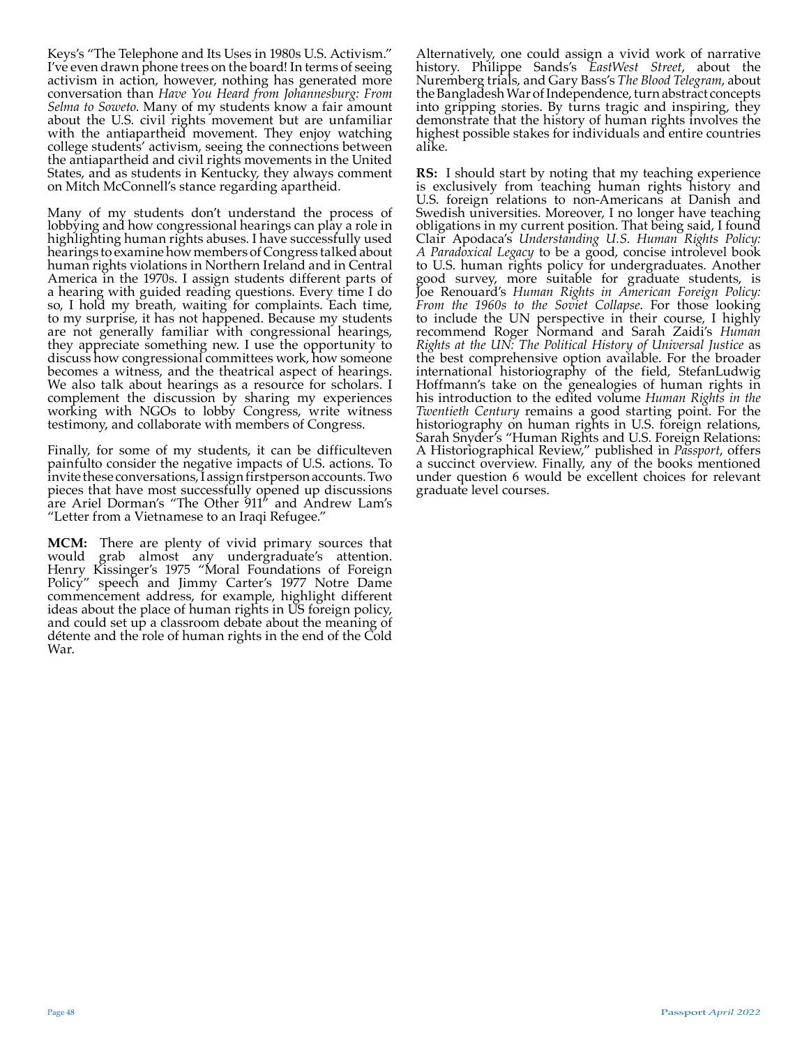Keys's "The Telephone and Its Uses in 1980s U.S. Activism." I've even drawn phone trees on the board! In terms of seeing activism in action, however, nothing has generated more conversation than *Have You Heard from Johannesburg: From Selma to Soweto*. Many of my students know a fair amount about the U.S. civil rights movement but are unfamiliar with the antiapartheid movement. They enjoy watching college students' activism, seeing the connections between the antiapartheid and civil rights movements in the United States, and as students in Kentucky, they always comment on Mitch McConnell's stance regarding apartheid.

Many of my students don't understand the process of lobbying and how congressional hearings can play a role in highlighting human rights abuses. I have successfully used hearings to examine how members of Congress talked about human rights violations in Northern Ireland and in Central America in the 1970s. I assign students different parts of a hearing with guided reading questions. Every time I do so, I hold my breath, waiting for complaints. Each time, to my surprise, it has not happened. Because my students are not generally familiar with congressional hearings, they appreciate something new. I use the opportunity to discuss how congressional committees work, how someone becomes a witness, and the theatrical aspect of hearings. We also talk about hearings as a resource for scholars. I complement the discussion by sharing my experiences working with NGOs to lobby Congress, write witness testimony, and collaborate with members of Congress.

Finally, for some of my students, it can be difficulteven painfulto consider the negative impacts of U.S. actions. To invite these conversations, I assign firstperson accounts. Two pieces that have most successfully opened up discussions are Ariel Dorman's "The Other 911" and Andrew Lam's "Letter from a Vietnamese to an Iraqi Refugee."

**MCM:** There are plenty of vivid primary sources that would grab almost any undergraduate's attention. Henry Kissinger's 1975 "Moral Foundations of Foreign Policy" speech and Jimmy Carter's 1977 Notre Dame commencement address, for example, highlight different ideas about the place of human rights in US foreign policy, and could set up a classroom debate about the meaning of détente and the role of human rights in the end of the Cold War.

Alternatively, one could assign a vivid work of narrative history. Philippe Sands's *EastWest Street*, about the Nuremberg trials, and Gary Bass's *The Blood Telegram*, about the Bangladesh War of Independence, turn abstract concepts into gripping stories. By turns tragic and inspiring, they demonstrate that the history of human rights involves the highest possible stakes for individuals and entire countries alike.

**RS:** I should start by noting that my teaching experience is exclusively from teaching human rights history and U.S. foreign relations to non-Americans at Danish and Swedish universities. Moreover, I no longer have teaching obligations in my current position. That being said, I found Clair Apodaca's *Understanding U.S. Human Rights Policy: A Paradoxical Legacy* to be a good, concise introlevel book to U.S. human rights policy for undergraduates. Another good survey, more suitable for graduate students, is Joe Renouard's *Human Rights in American Foreign Policy: From the 1960s to the Soviet Collapse*. For those looking to include the UN perspective in their course, I highly recommend Roger Normand and Sarah Zaidi's *Human Rights at the UN: The Political History of Universal Justice* as the best comprehensive option available. For the broader international historiography of the field, StefanLudwig Hoffmann's take on the genealogies of human rights in his introduction to the edited volume *Human Rights in the Twentieth Century* remains a good starting point. For the historiography on human rights in U.S. foreign relations, Sarah Snyder's "Human Rights and U.S. Foreign Relations: A Historiographical Review," published in *Passport*, offers a succinct overview. Finally, any of the books mentioned under question 6 would be excellent choices for relevant graduate level courses.